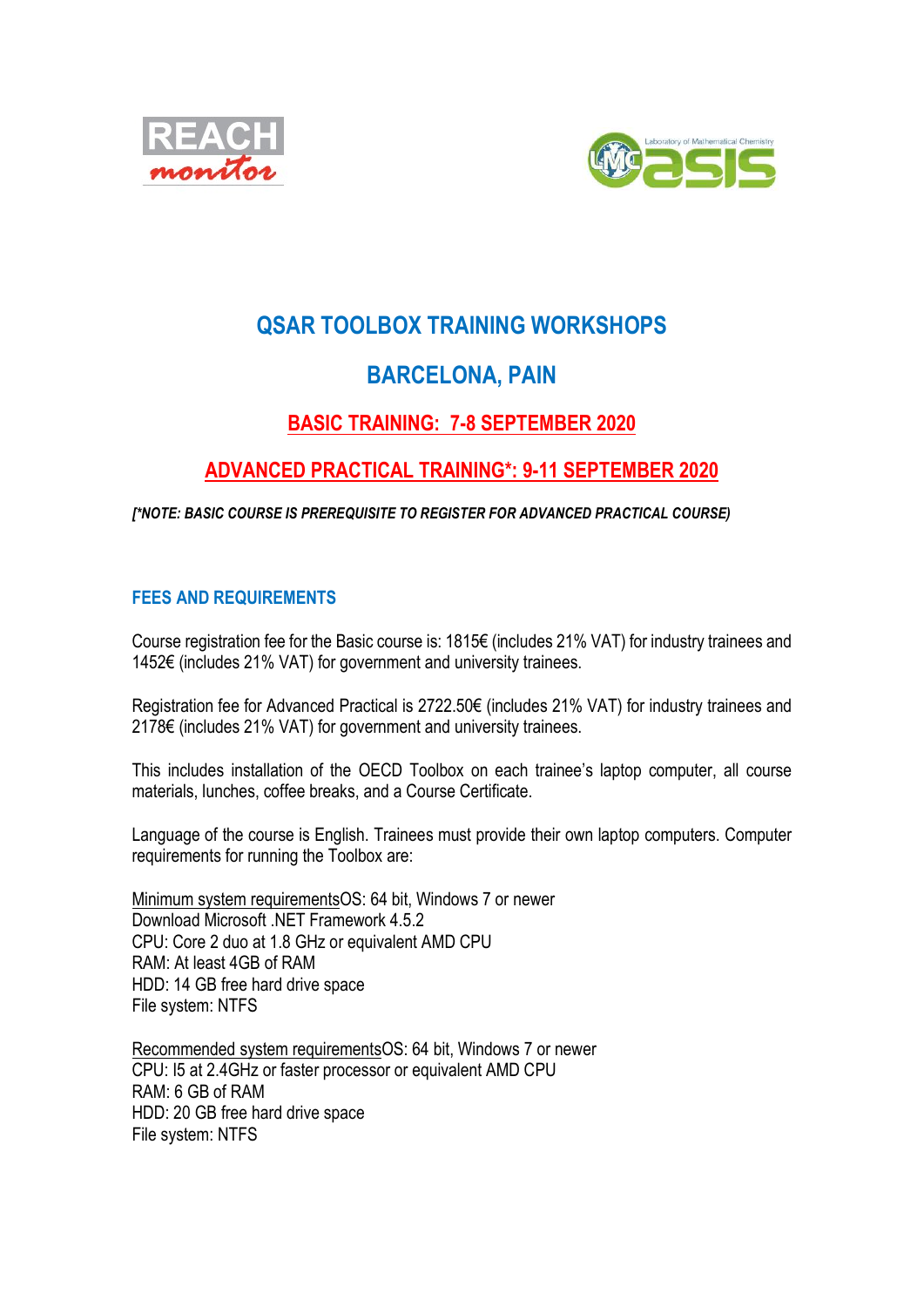# QSAR TOOLBOX TRAINING WORKSHOPS

# BARCELONA, PAIN

## BASIC TRAINING: 7-8 SEPTEMBER 2020

## ADVANCED PRACTICAL TRAINING*: 9-11 SEPTEMBER 2020

***[*NOTE: BASIC COURSE IS PREREQUISITE TO REGISTER FOR ADVANCED PRACTICAL COURSE)***

### FEES AND REQUIREMENTS

Course registration fee for the Basic course is: 1815€ (includes 21% VAT) for industry trainees and 1452€ (includes 21% VAT) for government and university trainees.

Registration fee for Advanced Practical is 2722.50€ (includes 21% VAT) for industry trainees and 2178€ (includes 21% VAT) for government and university trainees.

This includes installation of the OECD Toolbox on each trainee's laptop computer, all course materials, lunches, coffee breaks, and a Course Certificate.

Language of the course is English. Trainees must provide their own laptop computers. Computer requirements for running the Toolbox are:

Minimum system requirementsOS: 64 bit, Windows 7 or newer
Download Microsoft .NET Framework 4.5.2
CPU: Core 2 duo at 1.8 GHz or equivalent AMD CPU
RAM: At least 4GB of RAM
HDD: 14 GB free hard drive space
File system: NTFS

Recommended system requirementsOS: 64 bit, Windows 7 or newer
CPU: I5 at 2.4GHz or faster processor or equivalent AMD CPU
RAM: 6 GB of RAM
HDD: 20 GB free hard drive space
File system: NTFS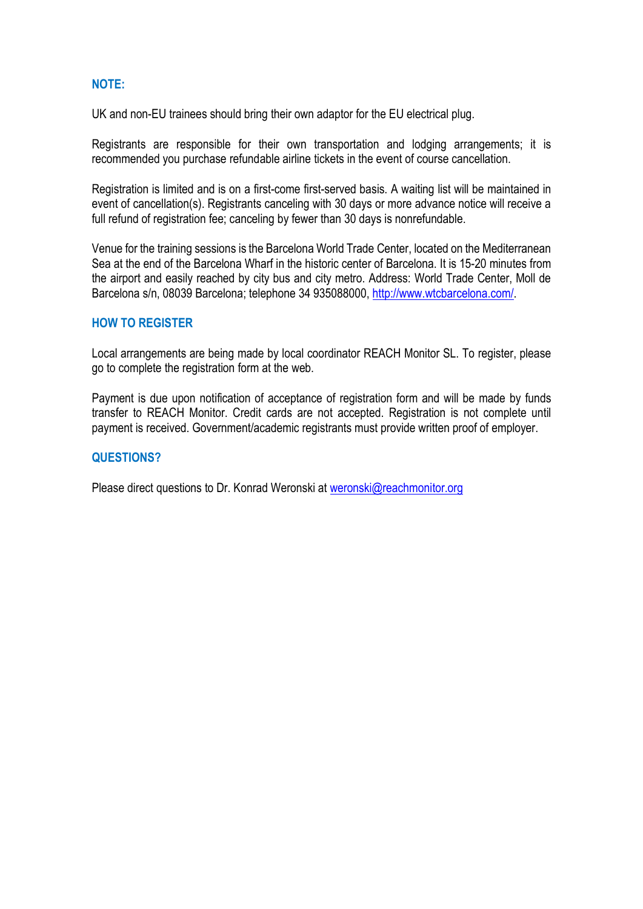## NOTE:

UK and non-EU trainees should bring their own adaptor for the EU electrical plug.

Registrants are responsible for their own transportation and lodging arrangements; it is recommended you purchase refundable airline tickets in the event of course cancellation.

Registration is limited and is on a first-come first-served basis. A waiting list will be maintained in event of cancellation(s). Registrants canceling with 30 days or more advance notice will receive a full refund of registration fee; canceling by fewer than 30 days is nonrefundable.

Venue for the training sessions is the Barcelona World Trade Center, located on the Mediterranean Sea at the end of the Barcelona Wharf in the historic center of Barcelona. It is 15-20 minutes from the airport and easily reached by city bus and city metro. Address: World Trade Center, Moll de Barcelona s/n, 08039 Barcelona; telephone 34 935088000, http://www.wtcbarcelona.com/.

## HOW TO REGISTER

Local arrangements are being made by local coordinator REACH Monitor SL. To register, please go to complete the registration form at the web.

Payment is due upon notification of acceptance of registration form and will be made by funds transfer to REACH Monitor. Credit cards are not accepted. Registration is not complete until payment is received. Government/academic registrants must provide written proof of employer.

## QUESTIONS?

Please direct questions to Dr. Konrad Weronski at weronski@reachmonitor.org